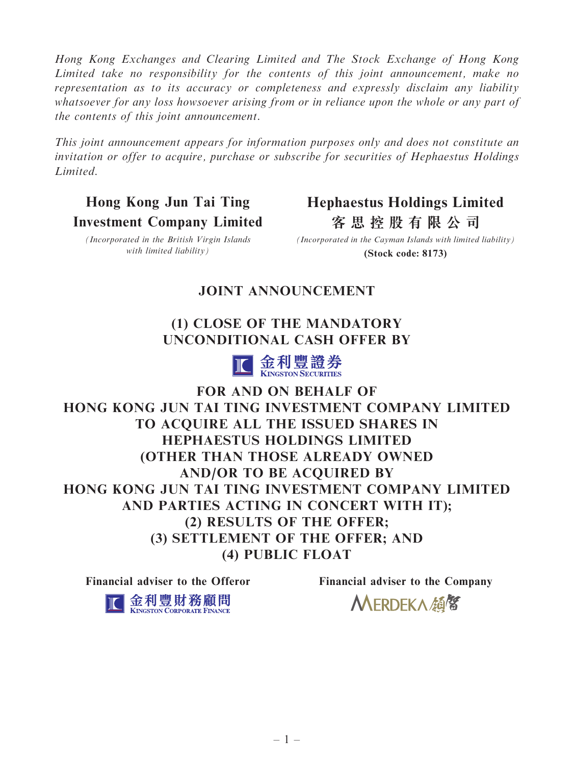*Hong Kong Exchanges and Clearing Limited and The Stock Exchange of Hong Kong Limited take no responsibility for the contents of this joint announcement, make no representation as to its accuracy or completeness and expressly disclaim any liability whatsoever for any loss howsoever arising from or in reliance upon the whole or any part of the contents of this joint announcement.*

*This joint announcement appears for information purposes only and does not constitute an invitation or offer to acquire, purchase or subscribe for securities of Hephaestus Holdings Limited.*

**Hong Kong Jun Tai Ting Investment Company Limited**

*(Incorporated in the British Virgin Islands with limited liability)*

**Hephaestus Holdings Limited**
**客思控股有限公司**

*(Incorporated in the Cayman Islands with limited liability)*

**(Stock code: 8173)**

# JOINT ANNOUNCEMENT

# (1) CLOSE OF THE MANDATORY UNCONDITIONAL CASH OFFER BY

金利豐證券
KINGSTON SECURITIES

# FOR AND ON BEHALF OF HONG KONG JUN TAI TING INVESTMENT COMPANY LIMITED TO ACQUIRE ALL THE ISSUED SHARES IN HEPHAESTUS HOLDINGS LIMITED (OTHER THAN THOSE ALREADY OWNED AND/OR TO BE ACQUIRED BY HONG KONG JUN TAI TING INVESTMENT COMPANY LIMITED AND PARTIES ACTING IN CONCERT WITH IT); (2) RESULTS OF THE OFFER; (3) SETTLEMENT OF THE OFFER; AND (4) PUBLIC FLOAT

**Financial adviser to the Offeror**

金利豐財務顧問
KINGSTON CORPORATE FINANCE

**Financial adviser to the Company**

MERDEKA 領智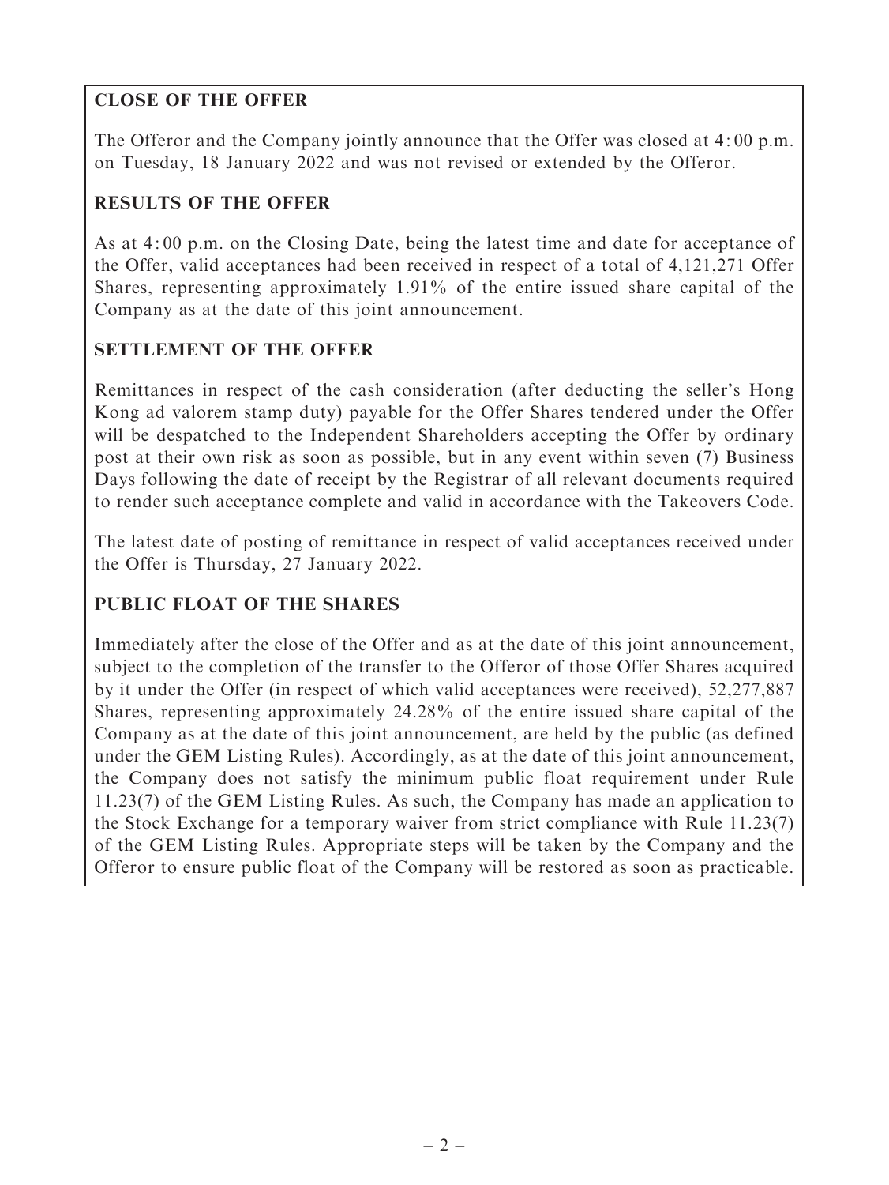**CLOSE OF THE OFFER**

The Offeror and the Company jointly announce that the Offer was closed at 4:00 p.m. on Tuesday, 18 January 2022 and was not revised or extended by the Offeror.

**RESULTS OF THE OFFER**

As at 4:00 p.m. on the Closing Date, being the latest time and date for acceptance of the Offer, valid acceptances had been received in respect of a total of 4,121,271 Offer Shares, representing approximately 1.91% of the entire issued share capital of the Company as at the date of this joint announcement.

**SETTLEMENT OF THE OFFER**

Remittances in respect of the cash consideration (after deducting the seller's Hong Kong ad valorem stamp duty) payable for the Offer Shares tendered under the Offer will be despatched to the Independent Shareholders accepting the Offer by ordinary post at their own risk as soon as possible, but in any event within seven (7) Business Days following the date of receipt by the Registrar of all relevant documents required to render such acceptance complete and valid in accordance with the Takeovers Code.

The latest date of posting of remittance in respect of valid acceptances received under the Offer is Thursday, 27 January 2022.

**PUBLIC FLOAT OF THE SHARES**

Immediately after the close of the Offer and as at the date of this joint announcement, subject to the completion of the transfer to the Offeror of those Offer Shares acquired by it under the Offer (in respect of which valid acceptances were received), 52,277,887 Shares, representing approximately 24.28% of the entire issued share capital of the Company as at the date of this joint announcement, are held by the public (as defined under the GEM Listing Rules). Accordingly, as at the date of this joint announcement, the Company does not satisfy the minimum public float requirement under Rule 11.23(7) of the GEM Listing Rules. As such, the Company has made an application to the Stock Exchange for a temporary waiver from strict compliance with Rule 11.23(7) of the GEM Listing Rules. Appropriate steps will be taken by the Company and the Offeror to ensure public float of the Company will be restored as soon as practicable.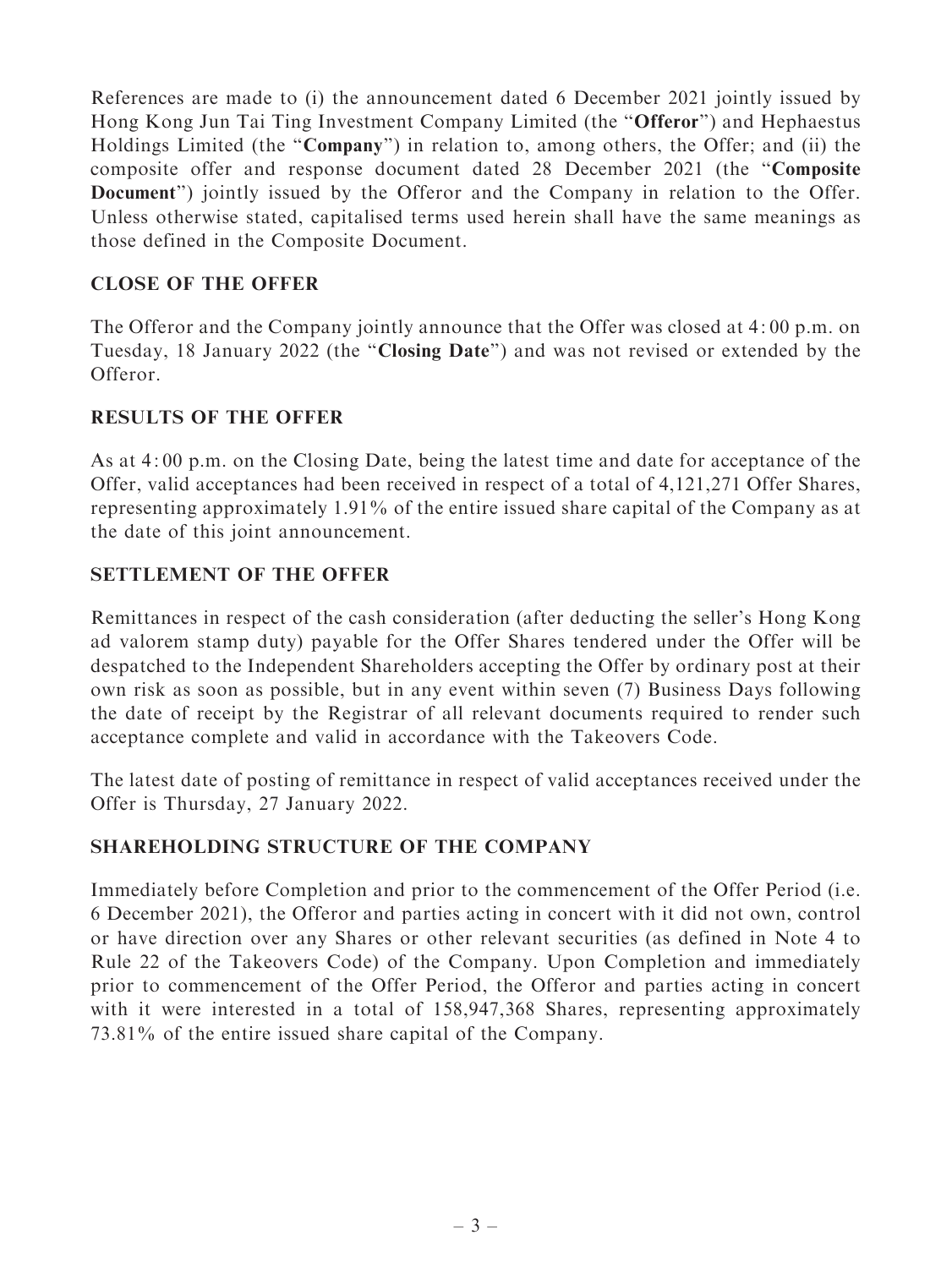References are made to (i) the announcement dated 6 December 2021 jointly issued by Hong Kong Jun Tai Ting Investment Company Limited (the "**Offeror**") and Hephaestus Holdings Limited (the "**Company**") in relation to, among others, the Offer; and (ii) the composite offer and response document dated 28 December 2021 (the "**Composite Document**") jointly issued by the Offeror and the Company in relation to the Offer. Unless otherwise stated, capitalised terms used herein shall have the same meanings as those defined in the Composite Document.

## CLOSE OF THE OFFER

The Offeror and the Company jointly announce that the Offer was closed at 4:00 p.m. on Tuesday, 18 January 2022 (the "**Closing Date**") and was not revised or extended by the Offeror.

## RESULTS OF THE OFFER

As at 4:00 p.m. on the Closing Date, being the latest time and date for acceptance of the Offer, valid acceptances had been received in respect of a total of 4,121,271 Offer Shares, representing approximately 1.91% of the entire issued share capital of the Company as at the date of this joint announcement.

## SETTLEMENT OF THE OFFER

Remittances in respect of the cash consideration (after deducting the seller's Hong Kong ad valorem stamp duty) payable for the Offer Shares tendered under the Offer will be despatched to the Independent Shareholders accepting the Offer by ordinary post at their own risk as soon as possible, but in any event within seven (7) Business Days following the date of receipt by the Registrar of all relevant documents required to render such acceptance complete and valid in accordance with the Takeovers Code.

The latest date of posting of remittance in respect of valid acceptances received under the Offer is Thursday, 27 January 2022.

## SHAREHOLDING STRUCTURE OF THE COMPANY

Immediately before Completion and prior to the commencement of the Offer Period (i.e. 6 December 2021), the Offeror and parties acting in concert with it did not own, control or have direction over any Shares or other relevant securities (as defined in Note 4 to Rule 22 of the Takeovers Code) of the Company. Upon Completion and immediately prior to commencement of the Offer Period, the Offeror and parties acting in concert with it were interested in a total of 158,947,368 Shares, representing approximately 73.81% of the entire issued share capital of the Company.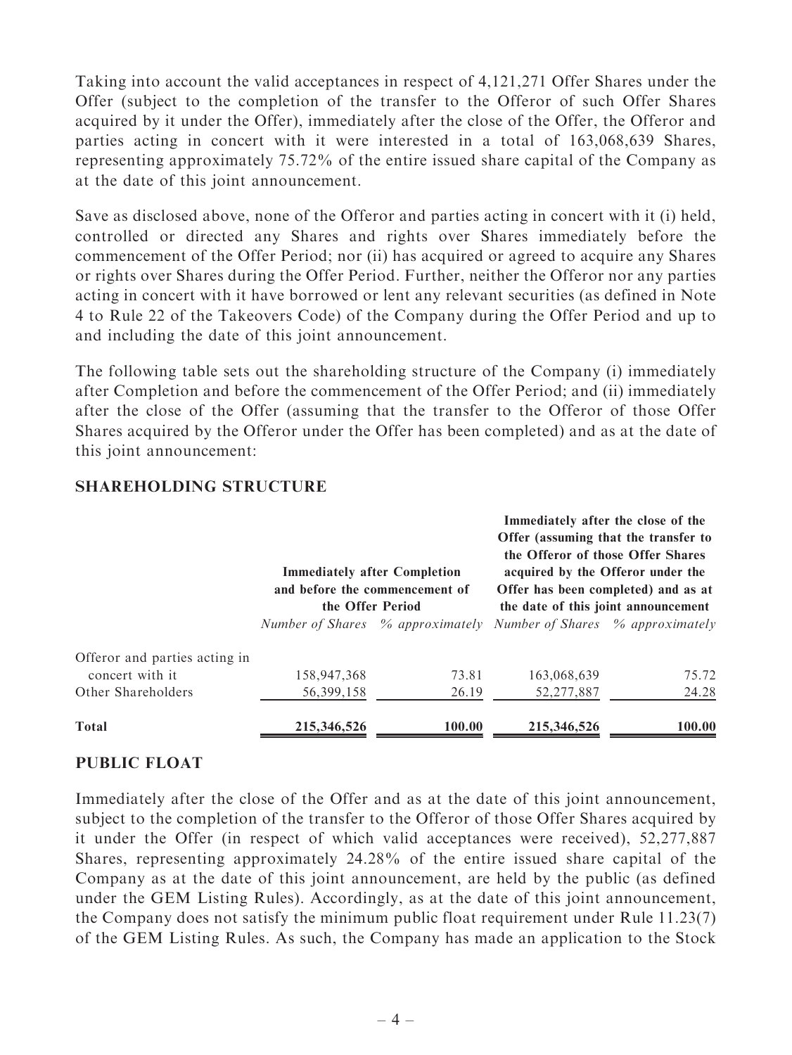Taking into account the valid acceptances in respect of 4,121,271 Offer Shares under the Offer (subject to the completion of the transfer to the Offeror of such Offer Shares acquired by it under the Offer), immediately after the close of the Offer, the Offeror and parties acting in concert with it were interested in a total of 163,068,639 Shares, representing approximately 75.72% of the entire issued share capital of the Company as at the date of this joint announcement.

Save as disclosed above, none of the Offeror and parties acting in concert with it (i) held, controlled or directed any Shares and rights over Shares immediately before the commencement of the Offer Period; nor (ii) has acquired or agreed to acquire any Shares or rights over Shares during the Offer Period. Further, neither the Offeror nor any parties acting in concert with it have borrowed or lent any relevant securities (as defined in Note 4 to Rule 22 of the Takeovers Code) of the Company during the Offer Period and up to and including the date of this joint announcement.

The following table sets out the shareholding structure of the Company (i) immediately after Completion and before the commencement of the Offer Period; and (ii) immediately after the close of the Offer (assuming that the transfer to the Offeror of those Offer Shares acquired by the Offeror under the Offer has been completed) and as at the date of this joint announcement:

## SHAREHOLDING STRUCTURE

| | **Immediately after Completion and before the commencement of the Offer Period** | | **Immediately after the close of the Offer (assuming that the transfer to the Offeror of those Offer Shares acquired by the Offeror under the Offer has been completed) and as at the date of this joint announcement** | |
|---|---|---|---|---|
| | *Number of Shares* | *% approximately* | *Number of Shares* | *% approximately* |
| Offeror and parties acting in concert with it | 158,947,368 | 73.81 | 163,068,639 | 75.72 |
| Other Shareholders | 56,399,158 | 26.19 | 52,277,887 | 24.28 |
| **Total** | **215,346,526** | **100.00** | **215,346,526** | **100.00** |

## PUBLIC FLOAT

Immediately after the close of the Offer and as at the date of this joint announcement, subject to the completion of the transfer to the Offeror of those Offer Shares acquired by it under the Offer (in respect of which valid acceptances were received), 52,277,887 Shares, representing approximately 24.28% of the entire issued share capital of the Company as at the date of this joint announcement, are held by the public (as defined under the GEM Listing Rules). Accordingly, as at the date of this joint announcement, the Company does not satisfy the minimum public float requirement under Rule 11.23(7) of the GEM Listing Rules. As such, the Company has made an application to the Stock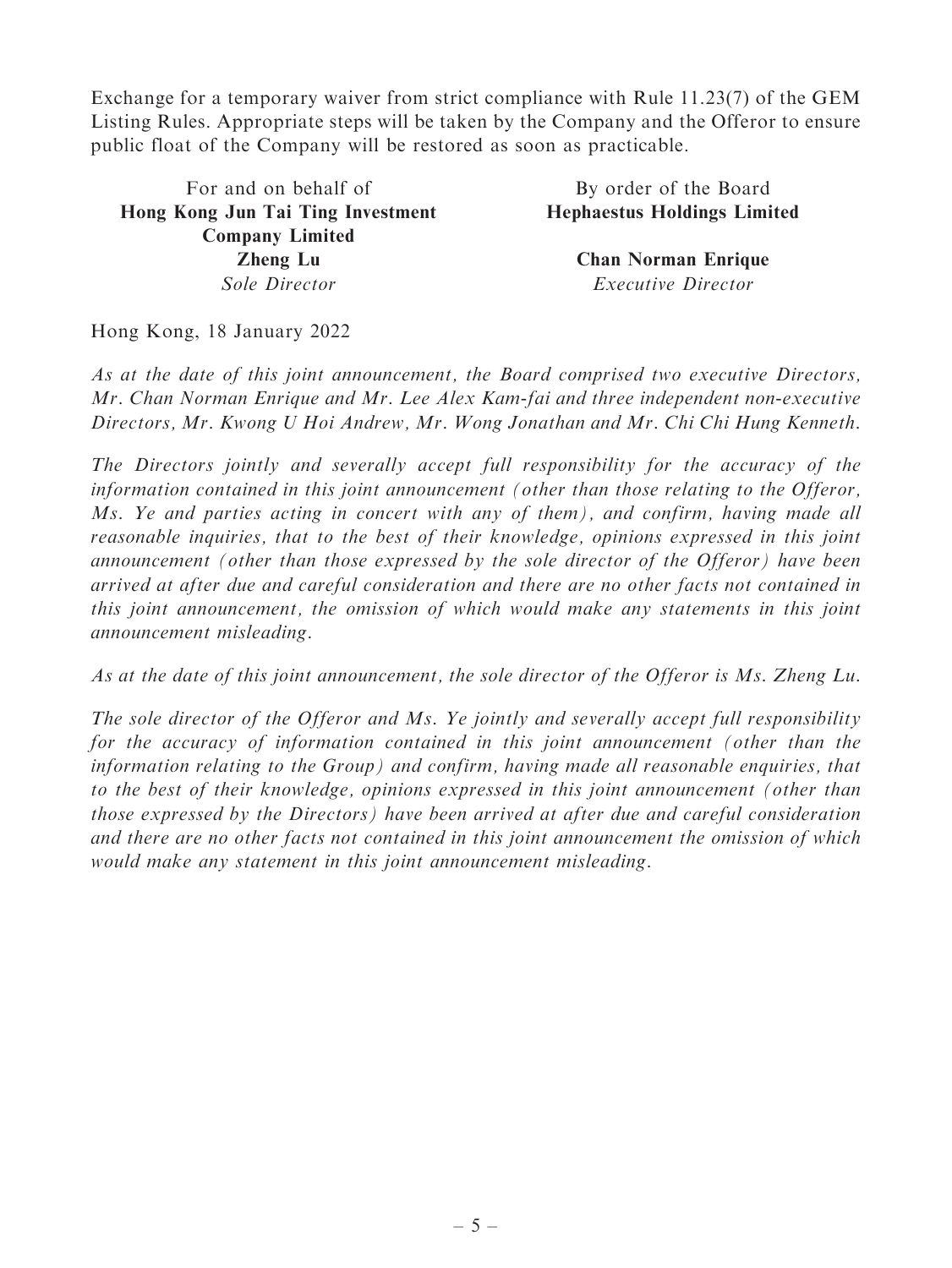Exchange for a temporary waiver from strict compliance with Rule 11.23(7) of the GEM Listing Rules. Appropriate steps will be taken by the Company and the Offeror to ensure public float of the Company will be restored as soon as practicable.

For and on behalf of
**Hong Kong Jun Tai Ting Investment Company Limited**
**Zheng Lu**
*Sole Director*

By order of the Board
**Hephaestus Holdings Limited**
**Chan Norman Enrique**
*Executive Director*

Hong Kong, 18 January 2022

*As at the date of this joint announcement, the Board comprised two executive Directors, Mr. Chan Norman Enrique and Mr. Lee Alex Kam-fai and three independent non-executive Directors, Mr. Kwong U Hoi Andrew, Mr. Wong Jonathan and Mr. Chi Chi Hung Kenneth.*

*The Directors jointly and severally accept full responsibility for the accuracy of the information contained in this joint announcement (other than those relating to the Offeror, Ms. Ye and parties acting in concert with any of them), and confirm, having made all reasonable inquiries, that to the best of their knowledge, opinions expressed in this joint announcement (other than those expressed by the sole director of the Offeror) have been arrived at after due and careful consideration and there are no other facts not contained in this joint announcement, the omission of which would make any statements in this joint announcement misleading.*

*As at the date of this joint announcement, the sole director of the Offeror is Ms. Zheng Lu.*

*The sole director of the Offeror and Ms. Ye jointly and severally accept full responsibility for the accuracy of information contained in this joint announcement (other than the information relating to the Group) and confirm, having made all reasonable enquiries, that to the best of their knowledge, opinions expressed in this joint announcement (other than those expressed by the Directors) have been arrived at after due and careful consideration and there are no other facts not contained in this joint announcement the omission of which would make any statement in this joint announcement misleading.*